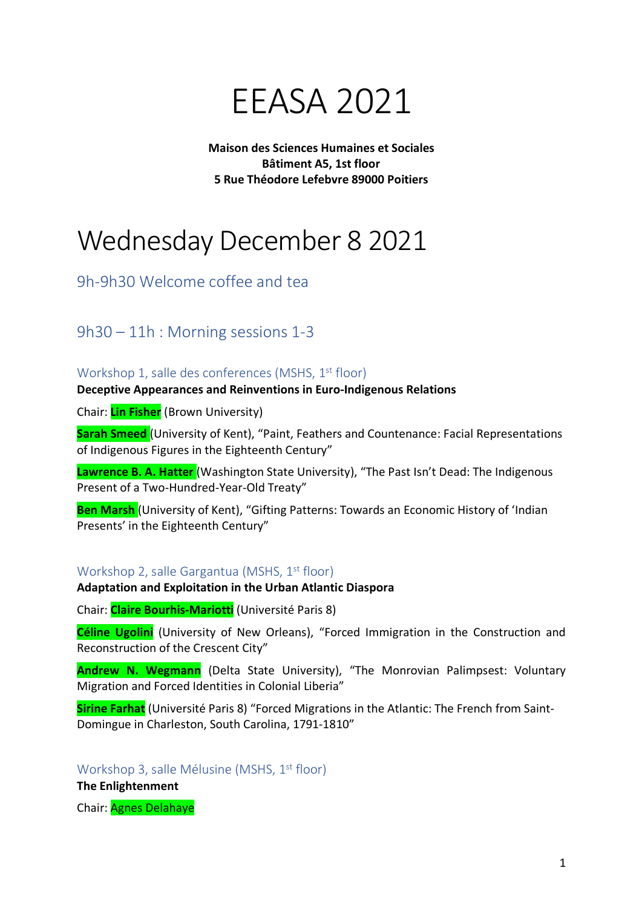# EEASA 2021

**Maison des Sciences Humaines et Sociales**
**Bâtiment A5, 1st floor**
**5 Rue Théodore Lefebvre 89000 Poitiers**

# Wednesday December 8 2021

## 9h-9h30 Welcome coffee and tea

## 9h30 – 11h : Morning sessions 1-3

### Workshop 1, salle des conferences (MSHS, 1st floor)

**Deceptive Appearances and Reinventions in Euro-Indigenous Relations**

Chair: **Lin Fisher** (Brown University)

**Sarah Smeed** (University of Kent), "Paint, Feathers and Countenance: Facial Representations of Indigenous Figures in the Eighteenth Century"

**Lawrence B. A. Hatter** (Washington State University), "The Past Isn't Dead: The Indigenous Present of a Two-Hundred-Year-Old Treaty"

**Ben Marsh** (University of Kent), "Gifting Patterns: Towards an Economic History of 'Indian Presents' in the Eighteenth Century"

### Workshop 2, salle Gargantua (MSHS, 1st floor)

**Adaptation and Exploitation in the Urban Atlantic Diaspora**

Chair: **Claire Bourhis-Mariotti** (Université Paris 8)

**Céline Ugolini** (University of New Orleans), "Forced Immigration in the Construction and Reconstruction of the Crescent City"

**Andrew N. Wegmann** (Delta State University), "The Monrovian Palimpsest: Voluntary Migration and Forced Identities in Colonial Liberia"

**Sirine Farhat** (Université Paris 8) "Forced Migrations in the Atlantic: The French from Saint-Domingue in Charleston, South Carolina, 1791-1810"

### Workshop 3, salle Mélusine (MSHS, 1st floor)

**The Enlightenment**

Chair: Agnes Delahaye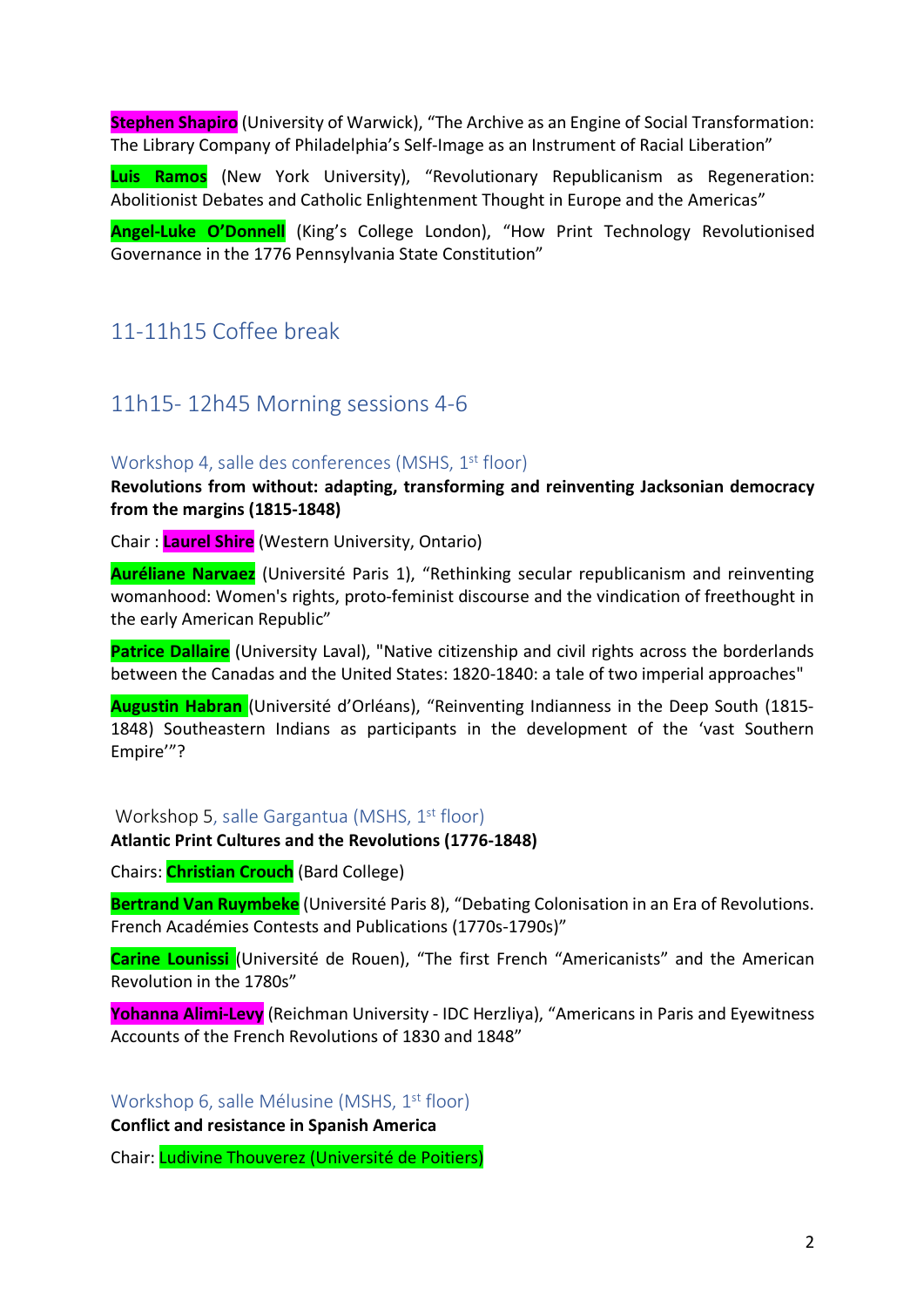**Stephen Shapiro** (University of Warwick), "The Archive as an Engine of Social Transformation: The Library Company of Philadelphia's Self-Image as an Instrument of Racial Liberation"

**Luis Ramos** (New York University), "Revolutionary Republicanism as Regeneration: Abolitionist Debates and Catholic Enlightenment Thought in Europe and the Americas"

**Angel-Luke O'Donnell** (King's College London), "How Print Technology Revolutionised Governance in the 1776 Pennsylvania State Constitution"

## 11-11h15 Coffee break

## 11h15- 12h45 Morning sessions 4-6

### Workshop 4, salle des conferences (MSHS, 1st floor)

**Revolutions from without: adapting, transforming and reinventing Jacksonian democracy from the margins (1815-1848)**

Chair : **Laurel Shire** (Western University, Ontario)

**Auréliane Narvaez** (Université Paris 1), "Rethinking secular republicanism and reinventing womanhood: Women's rights, proto-feminist discourse and the vindication of freethought in the early American Republic"

**Patrice Dallaire** (University Laval), "Native citizenship and civil rights across the borderlands between the Canadas and the United States: 1820-1840: a tale of two imperial approaches"

**Augustin Habran** (Université d'Orléans), "Reinventing Indianness in the Deep South (1815-1848) Southeastern Indians as participants in the development of the 'vast Southern Empire'"?

### Workshop 5, salle Gargantua (MSHS, 1st floor)

**Atlantic Print Cultures and the Revolutions (1776-1848)**

Chairs: **Christian Crouch** (Bard College)

**Bertrand Van Ruymbeke** (Université Paris 8), "Debating Colonisation in an Era of Revolutions. French Académies Contests and Publications (1770s-1790s)"

**Carine Lounissi** (Université de Rouen), "The first French "Americanists" and the American Revolution in the 1780s"

**Yohanna Alimi-Levy** (Reichman University - IDC Herzliya), "Americans in Paris and Eyewitness Accounts of the French Revolutions of 1830 and 1848"

### Workshop 6, salle Mélusine (MSHS, 1st floor)

**Conflict and resistance in Spanish America**

Chair: Ludivine Thouverez (Université de Poitiers)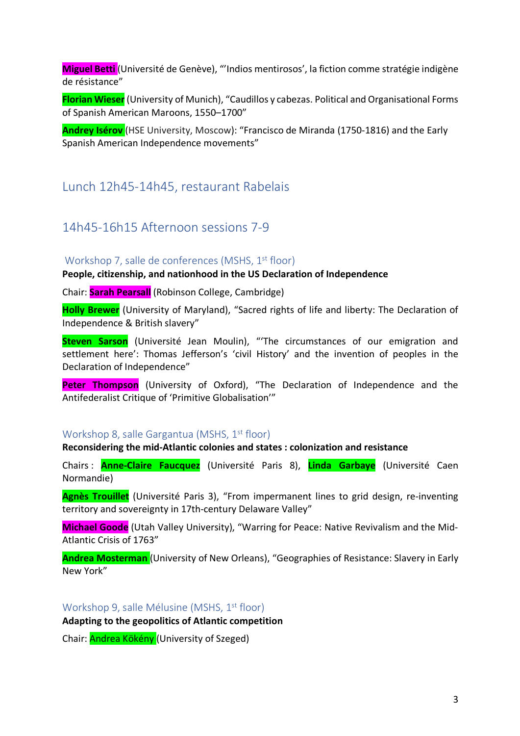**Miguel Betti** (Université de Genève), "'Indios mentirosos', la fiction comme stratégie indigène de résistance"

**Florian Wieser** (University of Munich), "Caudillos y cabezas. Political and Organisational Forms of Spanish American Maroons, 1550–1700"

**Andrey Isérov** (HSE University, Moscow): "Francisco de Miranda (1750-1816) and the Early Spanish American Independence movements"

## Lunch 12h45-14h45, restaurant Rabelais

## 14h45-16h15 Afternoon sessions 7-9

### Workshop 7, salle de conferences (MSHS, 1st floor)

**People, citizenship, and nationhood in the US Declaration of Independence**

Chair: **Sarah Pearsall** (Robinson College, Cambridge)

**Holly Brewer** (University of Maryland), "Sacred rights of life and liberty: The Declaration of Independence & British slavery"

**Steven Sarson** (Université Jean Moulin), "'The circumstances of our emigration and settlement here': Thomas Jefferson's 'civil History' and the invention of peoples in the Declaration of Independence"

**Peter Thompson** (University of Oxford), "The Declaration of Independence and the Antifederalist Critique of 'Primitive Globalisation'"

### Workshop 8, salle Gargantua (MSHS, 1st floor)

**Reconsidering the mid-Atlantic colonies and states : colonization and resistance**

Chairs : **Anne-Claire Faucquez** (Université Paris 8), **Linda Garbaye** (Université Caen Normandie)

**Agnès Trouillet** (Université Paris 3), "From impermanent lines to grid design, re-inventing territory and sovereignty in 17th-century Delaware Valley"

**Michael Goode** (Utah Valley University), "Warring for Peace: Native Revivalism and the Mid-Atlantic Crisis of 1763"

**Andrea Mosterman** (University of New Orleans), "Geographies of Resistance: Slavery in Early New York"

### Workshop 9, salle Mélusine (MSHS, 1st floor)

**Adapting to the geopolitics of Atlantic competition**

Chair: Andrea Kökény (University of Szeged)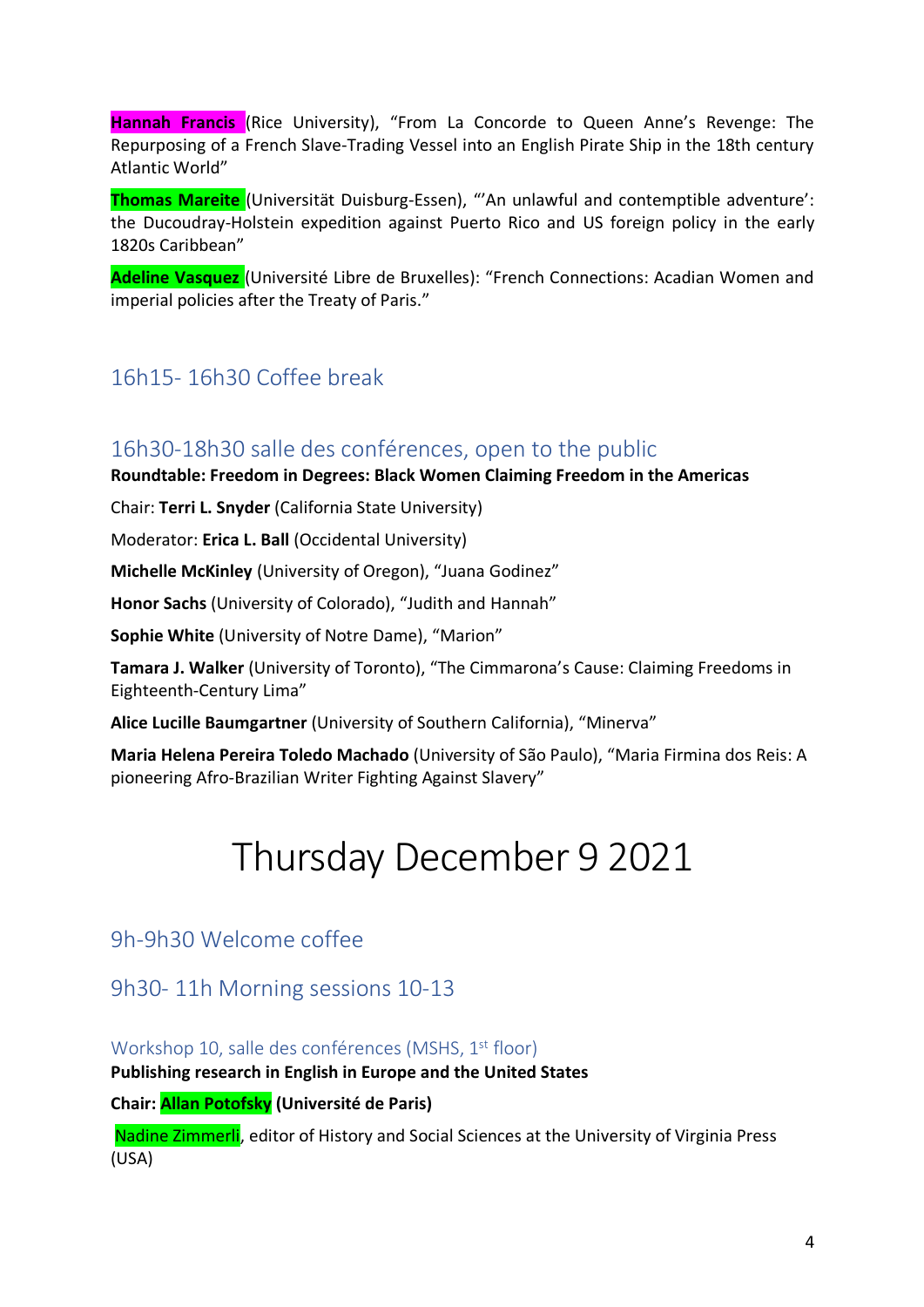**Hannah Francis** (Rice University), "From La Concorde to Queen Anne's Revenge: The Repurposing of a French Slave-Trading Vessel into an English Pirate Ship in the 18th century Atlantic World"

**Thomas Mareite** (Universität Duisburg-Essen), "'An unlawful and contemptible adventure': the Ducoudray-Holstein expedition against Puerto Rico and US foreign policy in the early 1820s Caribbean"

**Adeline Vasquez** (Université Libre de Bruxelles): "French Connections: Acadian Women and imperial policies after the Treaty of Paris."

## 16h15- 16h30 Coffee break

## 16h30-18h30 salle des conférences, open to the public

**Roundtable: Freedom in Degrees: Black Women Claiming Freedom in the Americas**

Chair: **Terri L. Snyder** (California State University)

Moderator: **Erica L. Ball** (Occidental University)

**Michelle McKinley** (University of Oregon), "Juana Godinez"

**Honor Sachs** (University of Colorado), "Judith and Hannah"

**Sophie White** (University of Notre Dame), "Marion"

**Tamara J. Walker** (University of Toronto), "The Cimmarona's Cause: Claiming Freedoms in Eighteenth-Century Lima"

**Alice Lucille Baumgartner** (University of Southern California), "Minerva"

**Maria Helena Pereira Toledo Machado** (University of São Paulo), "Maria Firmina dos Reis: A pioneering Afro-Brazilian Writer Fighting Against Slavery"

# Thursday December 9 2021

## 9h-9h30 Welcome coffee

## 9h30- 11h Morning sessions 10-13

### Workshop 10, salle des conférences (MSHS, 1st floor)

**Publishing research in English in Europe and the United States**

**Chair: Allan Potofsky (Université de Paris)**

Nadine Zimmerli, editor of History and Social Sciences at the University of Virginia Press (USA)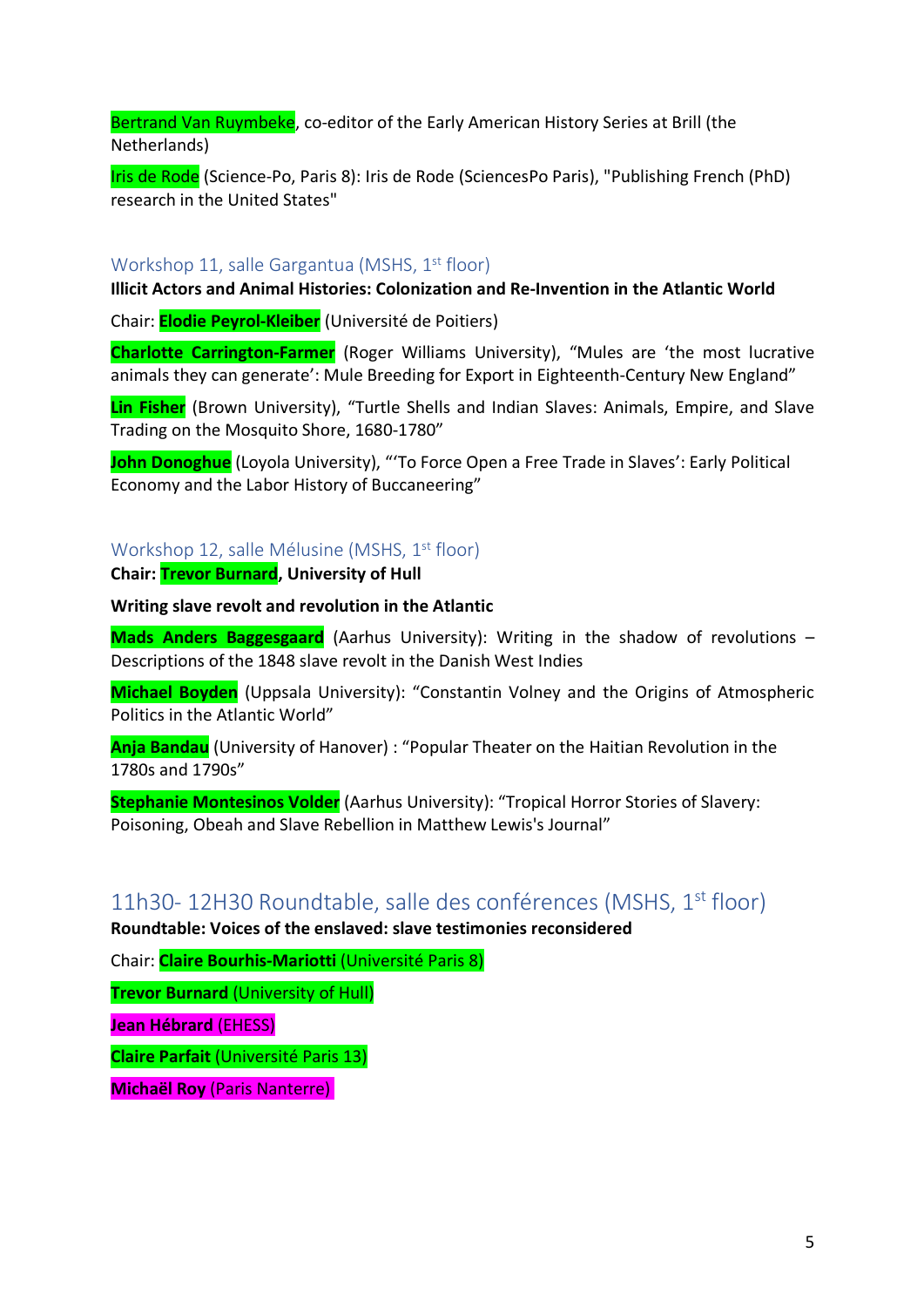Bertrand Van Ruymbeke, co-editor of the Early American History Series at Brill (the Netherlands)

Iris de Rode (Science-Po, Paris 8): Iris de Rode (SciencesPo Paris), "Publishing French (PhD) research in the United States"

### Workshop 11, salle Gargantua (MSHS, 1st floor)

**Illicit Actors and Animal Histories: Colonization and Re-Invention in the Atlantic World**

Chair: **Elodie Peyrol-Kleiber** (Université de Poitiers)

**Charlotte Carrington-Farmer** (Roger Williams University), “Mules are ‘the most lucrative animals they can generate’: Mule Breeding for Export in Eighteenth-Century New England”

**Lin Fisher** (Brown University), “Turtle Shells and Indian Slaves: Animals, Empire, and Slave Trading on the Mosquito Shore, 1680-1780”

**John Donoghue** (Loyola University), “‘To Force Open a Free Trade in Slaves’: Early Political Economy and the Labor History of Buccaneering”

### Workshop 12, salle Mélusine (MSHS, 1st floor)

**Chair: Trevor Burnard, University of Hull**

**Writing slave revolt and revolution in the Atlantic**

**Mads Anders Baggesgaard** (Aarhus University): Writing in the shadow of revolutions – Descriptions of the 1848 slave revolt in the Danish West Indies

**Michael Boyden** (Uppsala University): “Constantin Volney and the Origins of Atmospheric Politics in the Atlantic World”

**Anja Bandau** (University of Hanover) : “Popular Theater on the Haitian Revolution in the 1780s and 1790s”

**Stephanie Montesinos Volder** (Aarhus University): “Tropical Horror Stories of Slavery: Poisoning, Obeah and Slave Rebellion in Matthew Lewis's Journal”

## 11h30- 12H30 Roundtable, salle des conférences (MSHS, 1st floor)

**Roundtable: Voices of the enslaved: slave testimonies reconsidered**

Chair: **Claire Bourhis-Mariotti** (Université Paris 8)

**Trevor Burnard** (University of Hull)

**Jean Hébrard** (EHESS)

**Claire Parfait** (Université Paris 13)

**Michaël Roy** (Paris Nanterre)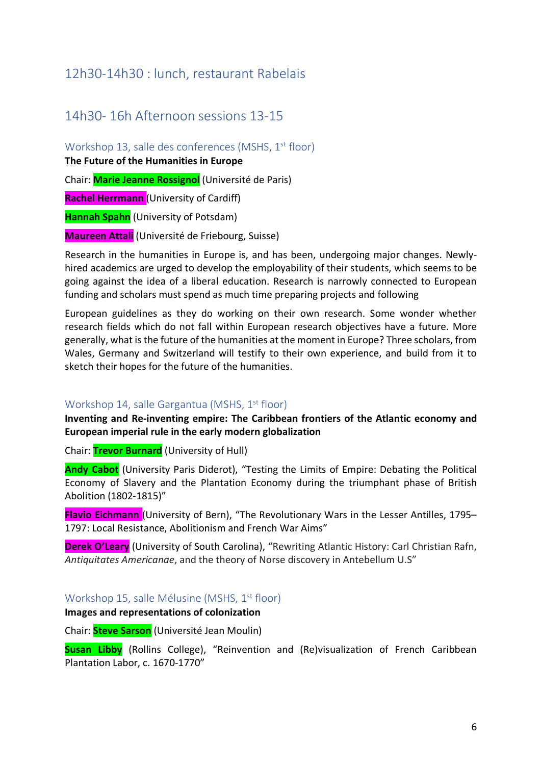## 12h30-14h30 : lunch, restaurant Rabelais

## 14h30- 16h Afternoon sessions 13-15

### Workshop 13, salle des conferences (MSHS, 1st floor)

**The Future of the Humanities in Europe**

Chair: **Marie Jeanne Rossignol** (Université de Paris)

**Rachel Herrmann** (University of Cardiff)

**Hannah Spahn** (University of Potsdam)

**Maureen Attali** (Université de Friebourg, Suisse)

Research in the humanities in Europe is, and has been, undergoing major changes. Newly-hired academics are urged to develop the employability of their students, which seems to be going against the idea of a liberal education. Research is narrowly connected to European funding and scholars must spend as much time preparing projects and following

European guidelines as they do working on their own research. Some wonder whether research fields which do not fall within European research objectives have a future. More generally, what is the future of the humanities at the moment in Europe? Three scholars, from Wales, Germany and Switzerland will testify to their own experience, and build from it to sketch their hopes for the future of the humanities.

### Workshop 14, salle Gargantua (MSHS, 1st floor)

**Inventing and Re-inventing empire: The Caribbean frontiers of the Atlantic economy and European imperial rule in the early modern globalization**

Chair: **Trevor Burnard** (University of Hull)

**Andy Cabot** (University Paris Diderot), "Testing the Limits of Empire: Debating the Political Economy of Slavery and the Plantation Economy during the triumphant phase of British Abolition (1802-1815)"

**Flavio Eichmann** (University of Bern), "The Revolutionary Wars in the Lesser Antilles, 1795–1797: Local Resistance, Abolitionism and French War Aims"

**Derek O'Leary** (University of South Carolina), "Rewriting Atlantic History: Carl Christian Rafn, *Antiquitates Americanae*, and the theory of Norse discovery in Antebellum U.S"

### Workshop 15, salle Mélusine (MSHS, 1st floor)

**Images and representations of colonization**

Chair: **Steve Sarson** (Université Jean Moulin)

**Susan Libby** (Rollins College), "Reinvention and (Re)visualization of French Caribbean Plantation Labor, c. 1670-1770"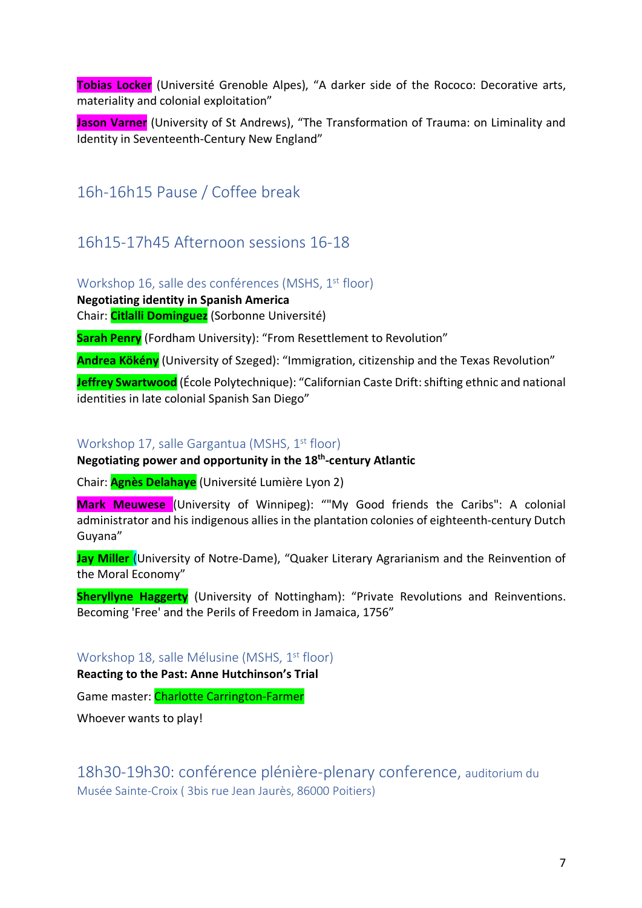**Tobias Locker** (Université Grenoble Alpes), "A darker side of the Rococo: Decorative arts, materiality and colonial exploitation"

**Jason Varner** (University of St Andrews), "The Transformation of Trauma: on Liminality and Identity in Seventeenth-Century New England"

## 16h-16h15 Pause / Coffee break

## 16h15-17h45 Afternoon sessions 16-18

### Workshop 16, salle des conférences (MSHS, 1st floor)

**Negotiating identity in Spanish America**
Chair: **Citlalli Dominguez** (Sorbonne Université)

**Sarah Penry** (Fordham University): "From Resettlement to Revolution"

**Andrea Kökény** (University of Szeged): "Immigration, citizenship and the Texas Revolution"

**Jeffrey Swartwood** (École Polytechnique): "Californian Caste Drift: shifting ethnic and national identities in late colonial Spanish San Diego"

### Workshop 17, salle Gargantua (MSHS, 1st floor)

**Negotiating power and opportunity in the 18th-century Atlantic**

Chair: **Agnès Delahaye** (Université Lumière Lyon 2)

**Mark Meuwese** (University of Winnipeg): ""My Good friends the Caribs": A colonial administrator and his indigenous allies in the plantation colonies of eighteenth-century Dutch Guyana"

**Jay Miller** (University of Notre-Dame), "Quaker Literary Agrarianism and the Reinvention of the Moral Economy"

**Sheryllyne Haggerty** (University of Nottingham): "Private Revolutions and Reinventions. Becoming 'Free' and the Perils of Freedom in Jamaica, 1756"

### Workshop 18, salle Mélusine (MSHS, 1st floor)

**Reacting to the Past: Anne Hutchinson's Trial**

Game master: **Charlotte Carrington-Farmer**

Whoever wants to play!

## 18h30-19h30: conférence plénière-plenary conference, auditorium du Musée Sainte-Croix ( 3bis rue Jean Jaurès, 86000 Poitiers)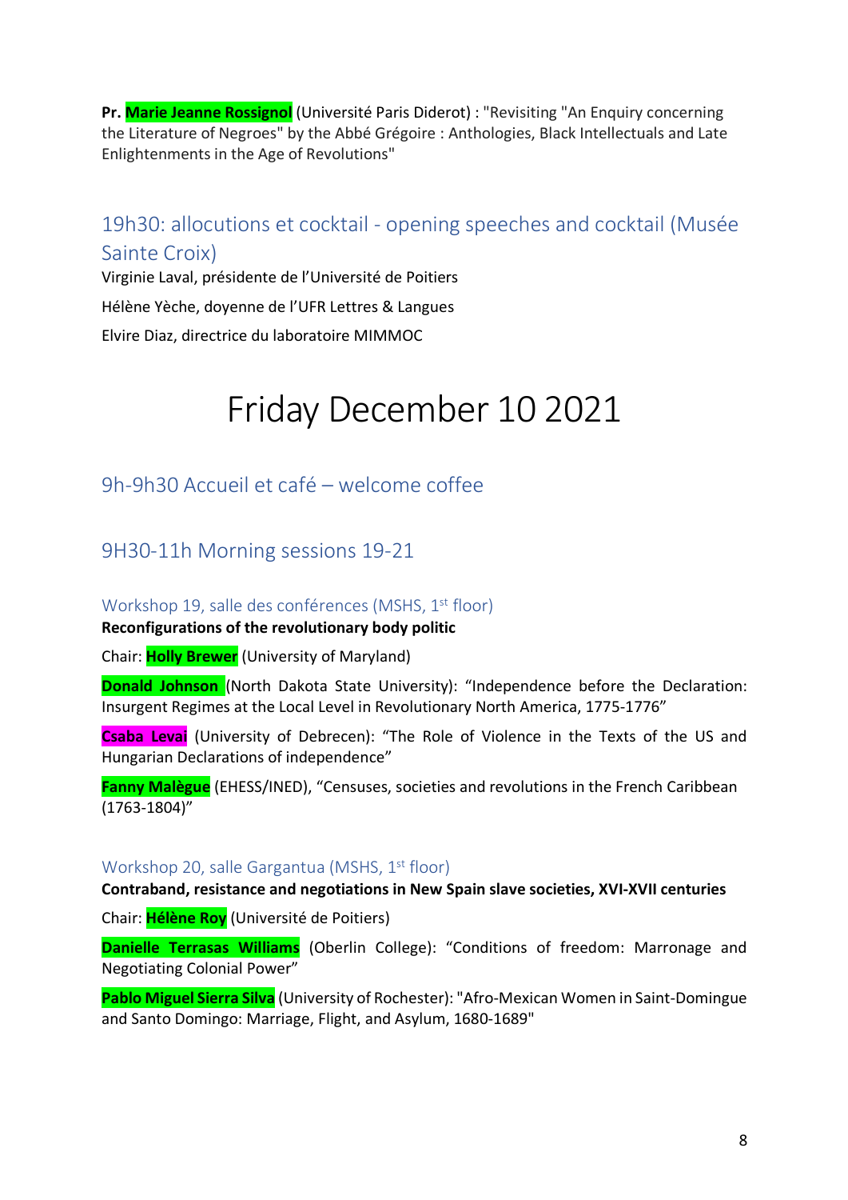**Pr. Marie Jeanne Rossignol** (Université Paris Diderot) : "Revisiting "An Enquiry concerning the Literature of Negroes" by the Abbé Grégoire : Anthologies, Black Intellectuals and Late Enlightenments in the Age of Revolutions"

## 19h30: allocutions et cocktail - opening speeches and cocktail (Musée Sainte Croix)

Virginie Laval, présidente de l'Université de Poitiers

Hélène Yèche, doyenne de l'UFR Lettres & Langues

Elvire Diaz, directrice du laboratoire MIMMOC

# Friday December 10 2021

## 9h-9h30 Accueil et café – welcome coffee

## 9H30-11h Morning sessions 19-21

### Workshop 19, salle des conférences (MSHS, 1st floor)

**Reconfigurations of the revolutionary body politic**

Chair: **Holly Brewer** (University of Maryland)

**Donald Johnson** (North Dakota State University): "Independence before the Declaration: Insurgent Regimes at the Local Level in Revolutionary North America, 1775-1776"

**Csaba Levai** (University of Debrecen): "The Role of Violence in the Texts of the US and Hungarian Declarations of independence"

**Fanny Malègue** (EHESS/INED), "Censuses, societies and revolutions in the French Caribbean (1763-1804)"

### Workshop 20, salle Gargantua (MSHS, 1st floor)

**Contraband, resistance and negotiations in New Spain slave societies, XVI-XVII centuries**

Chair: **Hélène Roy** (Université de Poitiers)

**Danielle Terrasas Williams** (Oberlin College): "Conditions of freedom: Marronage and Negotiating Colonial Power"

**Pablo Miguel Sierra Silva** (University of Rochester): "Afro-Mexican Women in Saint-Domingue and Santo Domingo: Marriage, Flight, and Asylum, 1680-1689"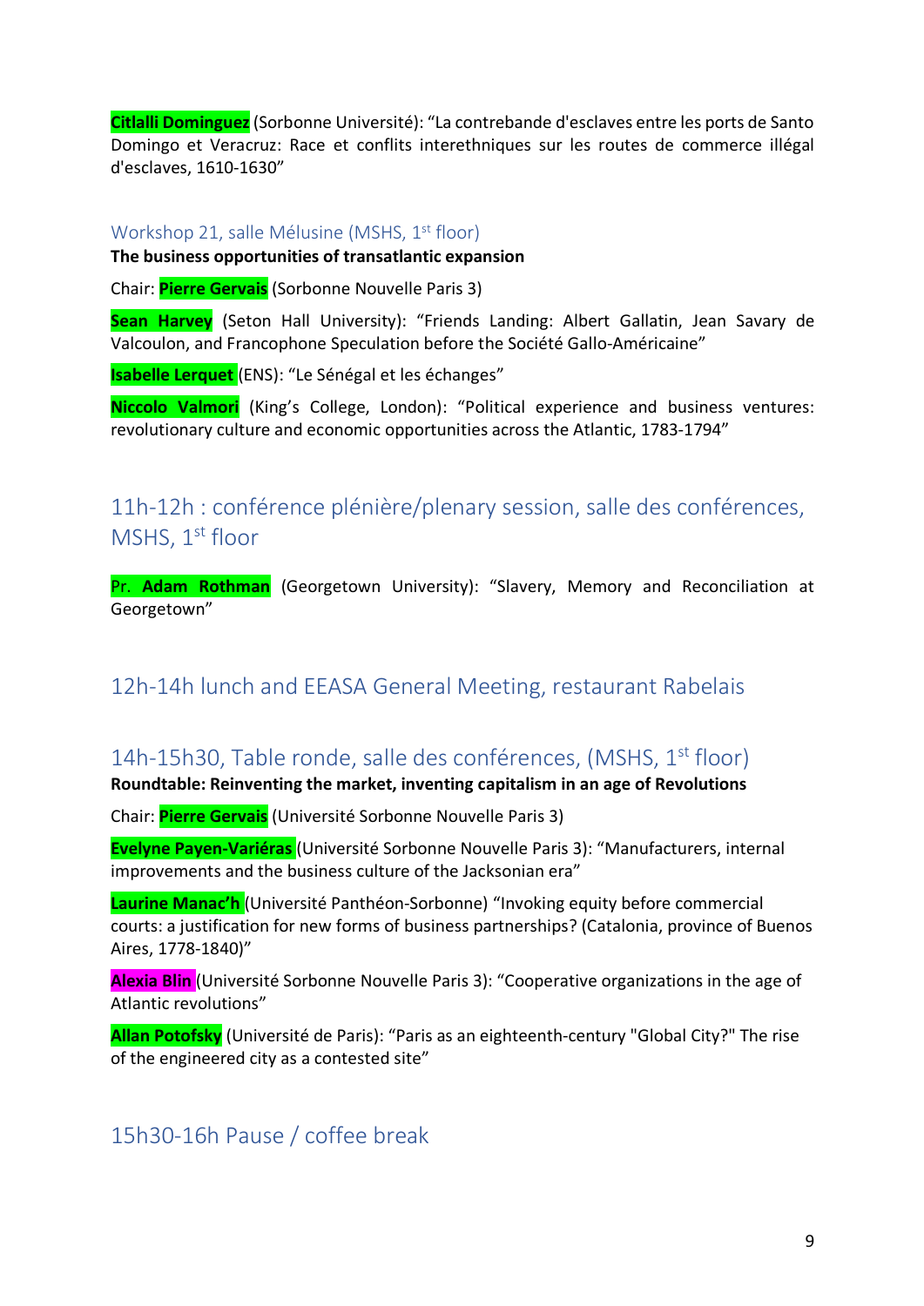**Citlalli Dominguez** (Sorbonne Université): “La contrebande d'esclaves entre les ports de Santo Domingo et Veracruz: Race et conflits interethniques sur les routes de commerce illégal d'esclaves, 1610-1630”

### Workshop 21, salle Mélusine (MSHS, 1st floor)

**The business opportunities of transatlantic expansion**

Chair: **Pierre Gervais** (Sorbonne Nouvelle Paris 3)

**Sean Harvey** (Seton Hall University): “Friends Landing: Albert Gallatin, Jean Savary de Valcoulon, and Francophone Speculation before the Société Gallo-Américaine”

**Isabelle Lerquet** (ENS): “Le Sénégal et les échanges”

**Niccolo Valmori** (King’s College, London): “Political experience and business ventures: revolutionary culture and economic opportunities across the Atlantic, 1783-1794”

## 11h-12h : conférence plénière/plenary session, salle des conférences, MSHS, 1st floor

Pr. **Adam Rothman** (Georgetown University): “Slavery, Memory and Reconciliation at Georgetown”

## 12h-14h lunch and EEASA General Meeting, restaurant Rabelais

## 14h-15h30, Table ronde, salle des conférences, (MSHS, 1st floor)

**Roundtable: Reinventing the market, inventing capitalism in an age of Revolutions**

Chair: **Pierre Gervais** (Université Sorbonne Nouvelle Paris 3)

**Evelyne Payen-Variéras** (Université Sorbonne Nouvelle Paris 3): “Manufacturers, internal improvements and the business culture of the Jacksonian era”

**Laurine Manac’h** (Université Panthéon-Sorbonne) “Invoking equity before commercial courts: a justification for new forms of business partnerships? (Catalonia, province of Buenos Aires, 1778-1840)”

**Alexia Blin** (Université Sorbonne Nouvelle Paris 3): “Cooperative organizations in the age of Atlantic revolutions”

**Allan Potofsky** (Université de Paris): “Paris as an eighteenth-century "Global City?" The rise of the engineered city as a contested site”

## 15h30-16h Pause / coffee break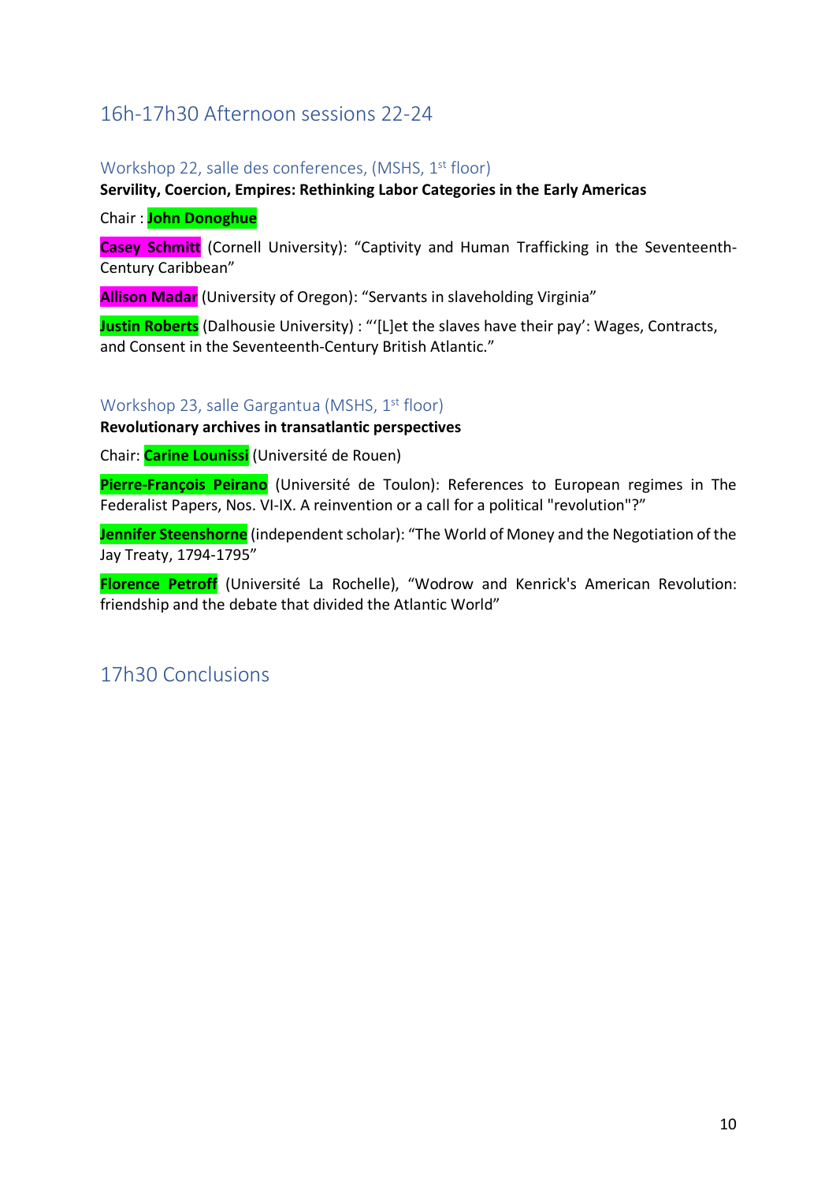## 16h-17h30 Afternoon sessions 22-24

### Workshop 22, salle des conferences, (MSHS, 1st floor)

**Servility, Coercion, Empires: Rethinking Labor Categories in the Early Americas**

Chair : **John Donoghue**

**Casey Schmitt** (Cornell University): "Captivity and Human Trafficking in the Seventeenth-Century Caribbean"

**Allison Madar** (University of Oregon): "Servants in slaveholding Virginia"

**Justin Roberts** (Dalhousie University) : "'[L]et the slaves have their pay': Wages, Contracts, and Consent in the Seventeenth-Century British Atlantic."

### Workshop 23, salle Gargantua (MSHS, 1st floor)

**Revolutionary archives in transatlantic perspectives**

Chair: **Carine Lounissi** (Université de Rouen)

**Pierre-François Peirano** (Université de Toulon): References to European regimes in The Federalist Papers, Nos. VI-IX. A reinvention or a call for a political "revolution"?"

**Jennifer Steenshorne** (independent scholar): "The World of Money and the Negotiation of the Jay Treaty, 1794-1795"

**Florence Petroff** (Université La Rochelle), "Wodrow and Kenrick's American Revolution: friendship and the debate that divided the Atlantic World"

## 17h30 Conclusions